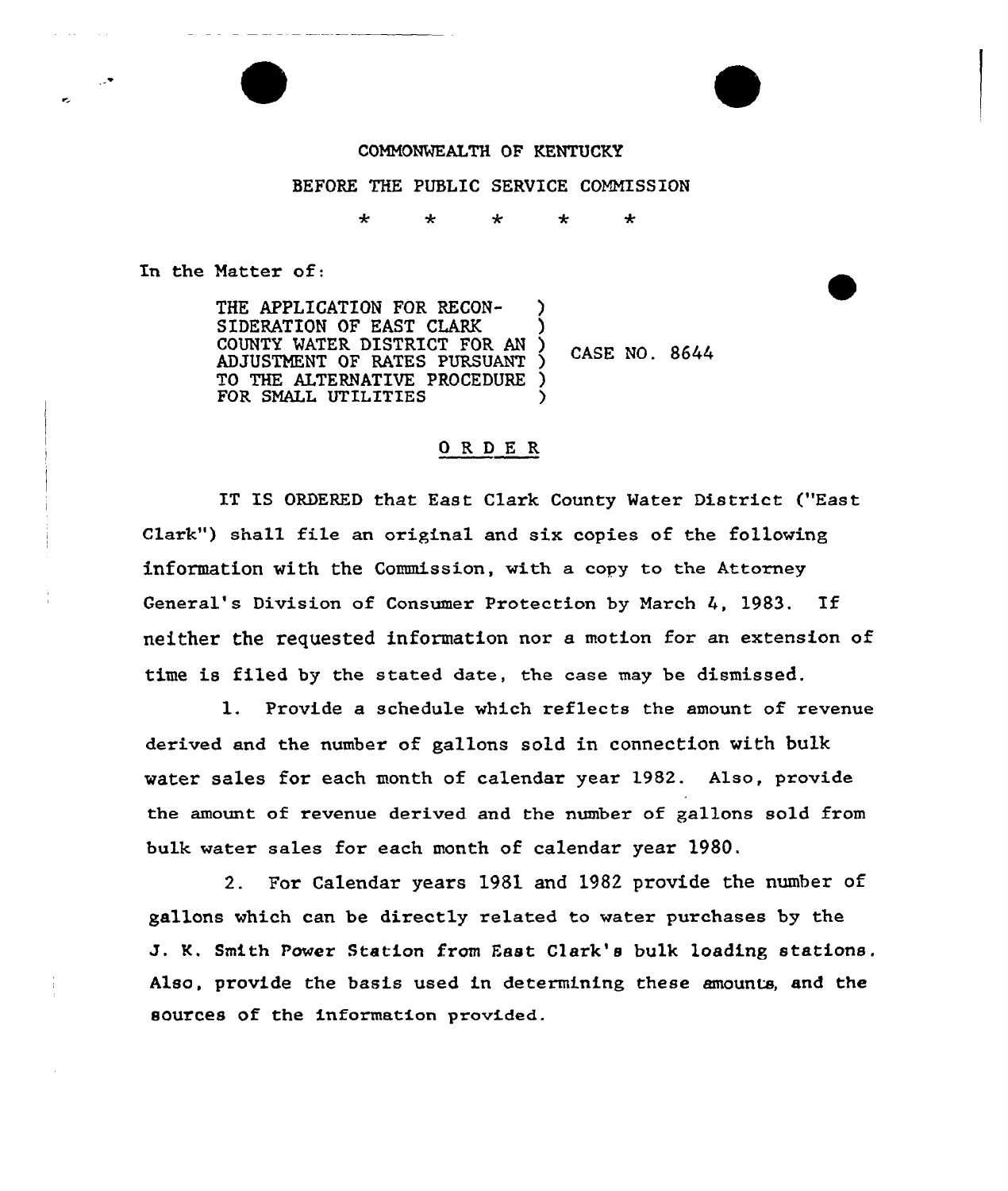COMMONWEALTH OF KENTUCKY

BEFORE THE PUBLIC SERVICE COMMISSION

\* \* \* \* \*

In the Matter of:

| | |
|---|---|
| THE APPLICATION FOR RECONSIDERATION OF EAST CLARK COUNTY WATER DISTRICT FOR AN ADJUSTMENT OF RATES PURSUANT TO THE ALTERNATIVE PROCEDURE FOR SMALL UTILITIES | CASE NO. 8644 |

## ORDER

IT IS ORDERED that East Clark County Water District ("East Clark") shall file an original and six copies of the following information with the Commission, with a copy to the Attorney General's Division of Consumer Protection by March 4, 1983. If neither the requested information nor a motion for an extension of time is filed by the stated date, the case may be dismissed.

1. Provide a schedule which reflects the amount of revenue derived and the number of gallons sold in connection with bulk water sales for each month of calendar year 1982. Also, provide the amount of revenue derived and the number of gallons sold from bulk water sales for each month of calendar year 1980.

2. For Calendar years 1981 and 1982 provide the number of gallons which can be directly related to water purchases by the J. K. Smith Power Station from East Clark's bulk loading stations. Also, provide the basis used in determining these amounts, and the sources of the information provided.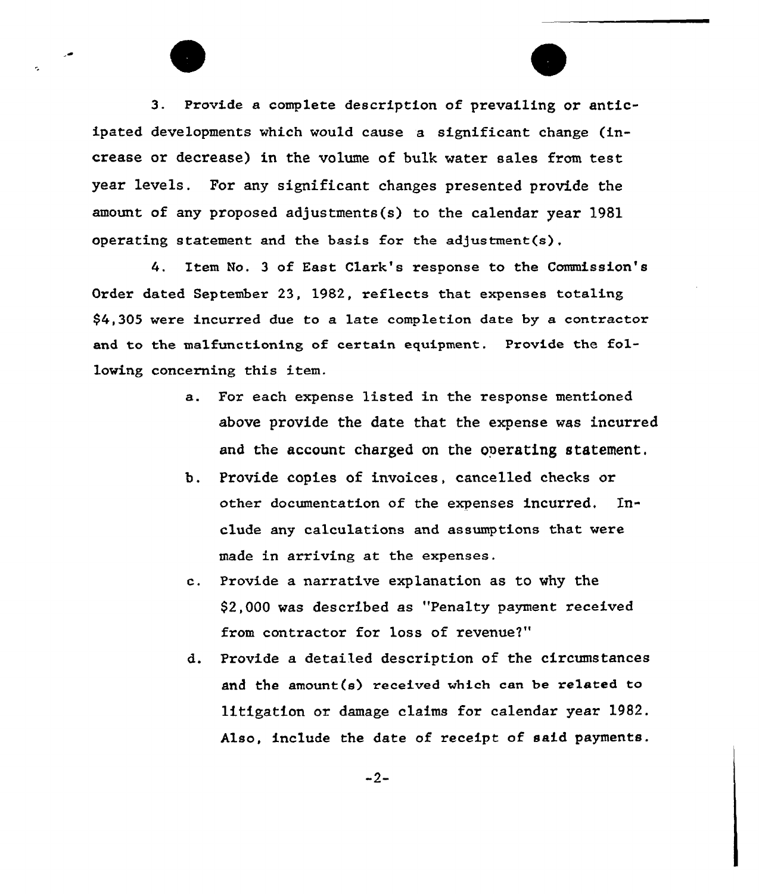3. Provide a complete description of prevailing or anticipated developments which would cause a significant change (increase or decrease) in the volume of bulk water sales from test year levels. For any significant changes presented provide the amount of any proposed adjustments(s) to the calendar year 1981 operating statement and the basis for the adjustment(s).

4. Item No. 3 of East Clark's response to the Commission's Order dated September 23, 1982, reflects that expenses totaling $4,305 were incurred due to a late completion date by a contractor and to the malfunctioning of certain equipment. Provide the following concerning this item.

   a. For each expense listed in the response mentioned above provide the date that the expense was incurred and the account charged on the operating statement.

   b. Provide copies of invoices, cancelled checks or other documentation of the expenses incurred. Include any calculations and assumptions that were made in arriving at the expenses.

   c. Provide a narrative explanation as to why the $2,000 was described as "Penalty payment received from contractor for loss of revenue?"

   d. Provide a detailed description of the circumstances and the amount(s) received which can be related to litigation or damage claims for calendar year 1982. Also, include the date of receipt of said payments.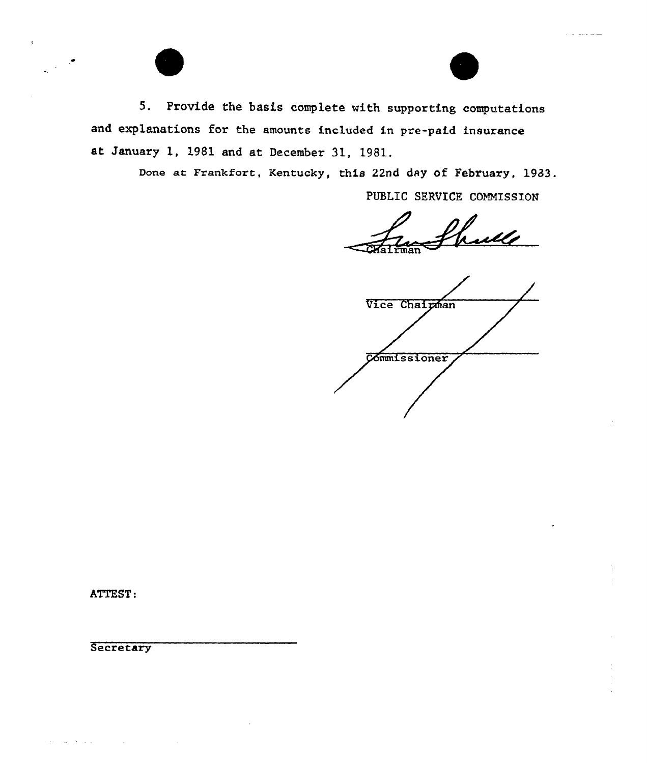5. Provide the basis complete with supporting computations and explanations for the amounts included in pre-paid insurance at January 1, 1981 and at December 31, 1981.

Done at Frankfort, Kentucky, this 22nd day of February, 1983.

PUBLIC SERVICE COMMISSION

Chairman

Vice Chairman

Commissioner

ATTEST:

Secretary